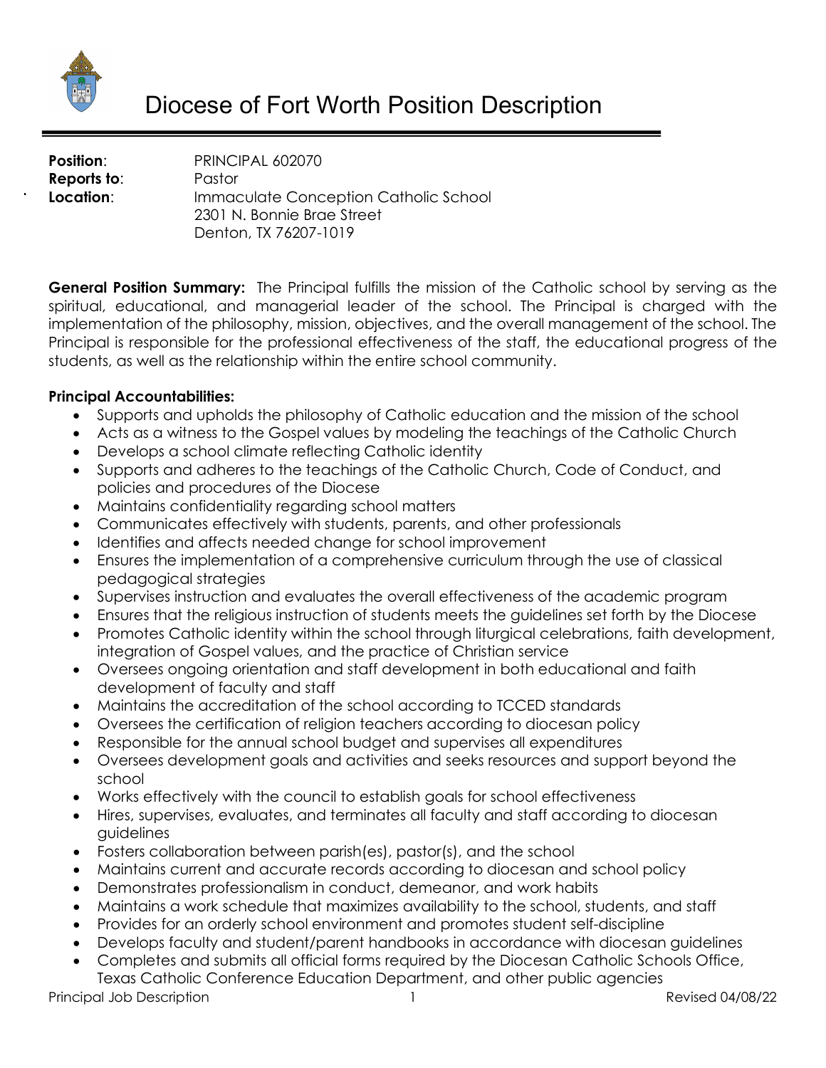# Diocese of Fort Worth Position Description

**Position**: PRINCIPAL 602070
**Reports to**: Pastor
**Location**: Immaculate Conception Catholic School
2301 N. Bonnie Brae Street
Denton, TX 76207-1019

**General Position Summary:** The Principal fulfills the mission of the Catholic school by serving as the spiritual, educational, and managerial leader of the school. The Principal is charged with the implementation of the philosophy, mission, objectives, and the overall management of the school. The Principal is responsible for the professional effectiveness of the staff, the educational progress of the students, as well as the relationship within the entire school community.

**Principal Accountabilities:**

- Supports and upholds the philosophy of Catholic education and the mission of the school
- Acts as a witness to the Gospel values by modeling the teachings of the Catholic Church
- Develops a school climate reflecting Catholic identity
- Supports and adheres to the teachings of the Catholic Church, Code of Conduct, and policies and procedures of the Diocese
- Maintains confidentiality regarding school matters
- Communicates effectively with students, parents, and other professionals
- Identifies and affects needed change for school improvement
- Ensures the implementation of a comprehensive curriculum through the use of classical pedagogical strategies
- Supervises instruction and evaluates the overall effectiveness of the academic program
- Ensures that the religious instruction of students meets the guidelines set forth by the Diocese
- Promotes Catholic identity within the school through liturgical celebrations, faith development, integration of Gospel values, and the practice of Christian service
- Oversees ongoing orientation and staff development in both educational and faith development of faculty and staff
- Maintains the accreditation of the school according to TCCED standards
- Oversees the certification of religion teachers according to diocesan policy
- Responsible for the annual school budget and supervises all expenditures
- Oversees development goals and activities and seeks resources and support beyond the school
- Works effectively with the council to establish goals for school effectiveness
- Hires, supervises, evaluates, and terminates all faculty and staff according to diocesan guidelines
- Fosters collaboration between parish(es), pastor(s), and the school
- Maintains current and accurate records according to diocesan and school policy
- Demonstrates professionalism in conduct, demeanor, and work habits
- Maintains a work schedule that maximizes availability to the school, students, and staff
- Provides for an orderly school environment and promotes student self-discipline
- Develops faculty and student/parent handbooks in accordance with diocesan guidelines
- Completes and submits all official forms required by the Diocesan Catholic Schools Office, Texas Catholic Conference Education Department, and other public agencies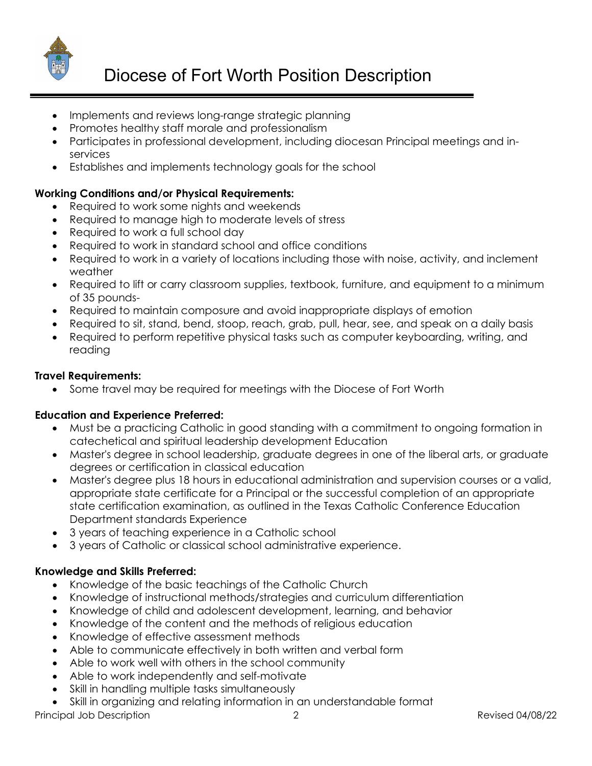- Implements and reviews long-range strategic planning
- Promotes healthy staff morale and professionalism
- Participates in professional development, including diocesan Principal meetings and in-services
- Establishes and implements technology goals for the school

**Working Conditions and/or Physical Requirements:**

- Required to work some nights and weekends
- Required to manage high to moderate levels of stress
- Required to work a full school day
- Required to work in standard school and office conditions
- Required to work in a variety of locations including those with noise, activity, and inclement weather
- Required to lift or carry classroom supplies, textbook, furniture, and equipment to a minimum of 35 pounds-
- Required to maintain composure and avoid inappropriate displays of emotion
- Required to sit, stand, bend, stoop, reach, grab, pull, hear, see, and speak on a daily basis
- Required to perform repetitive physical tasks such as computer keyboarding, writing, and reading

**Travel Requirements:**

- Some travel may be required for meetings with the Diocese of Fort Worth

**Education and Experience Preferred:**

- Must be a practicing Catholic in good standing with a commitment to ongoing formation in catechetical and spiritual leadership development Education
- Master's degree in school leadership, graduate degrees in one of the liberal arts, or graduate degrees or certification in classical education
- Master's degree plus 18 hours in educational administration and supervision courses or a valid, appropriate state certificate for a Principal or the successful completion of an appropriate state certification examination, as outlined in the Texas Catholic Conference Education Department standards Experience
- 3 years of teaching experience in a Catholic school
- 3 years of Catholic or classical school administrative experience.

**Knowledge and Skills Preferred:**

- Knowledge of the basic teachings of the Catholic Church
- Knowledge of instructional methods/strategies and curriculum differentiation
- Knowledge of child and adolescent development, learning, and behavior
- Knowledge of the content and the methods of religious education
- Knowledge of effective assessment methods
- Able to communicate effectively in both written and verbal form
- Able to work well with others in the school community
- Able to work independently and self-motivate
- Skill in handling multiple tasks simultaneously
- Skill in organizing and relating information in an understandable format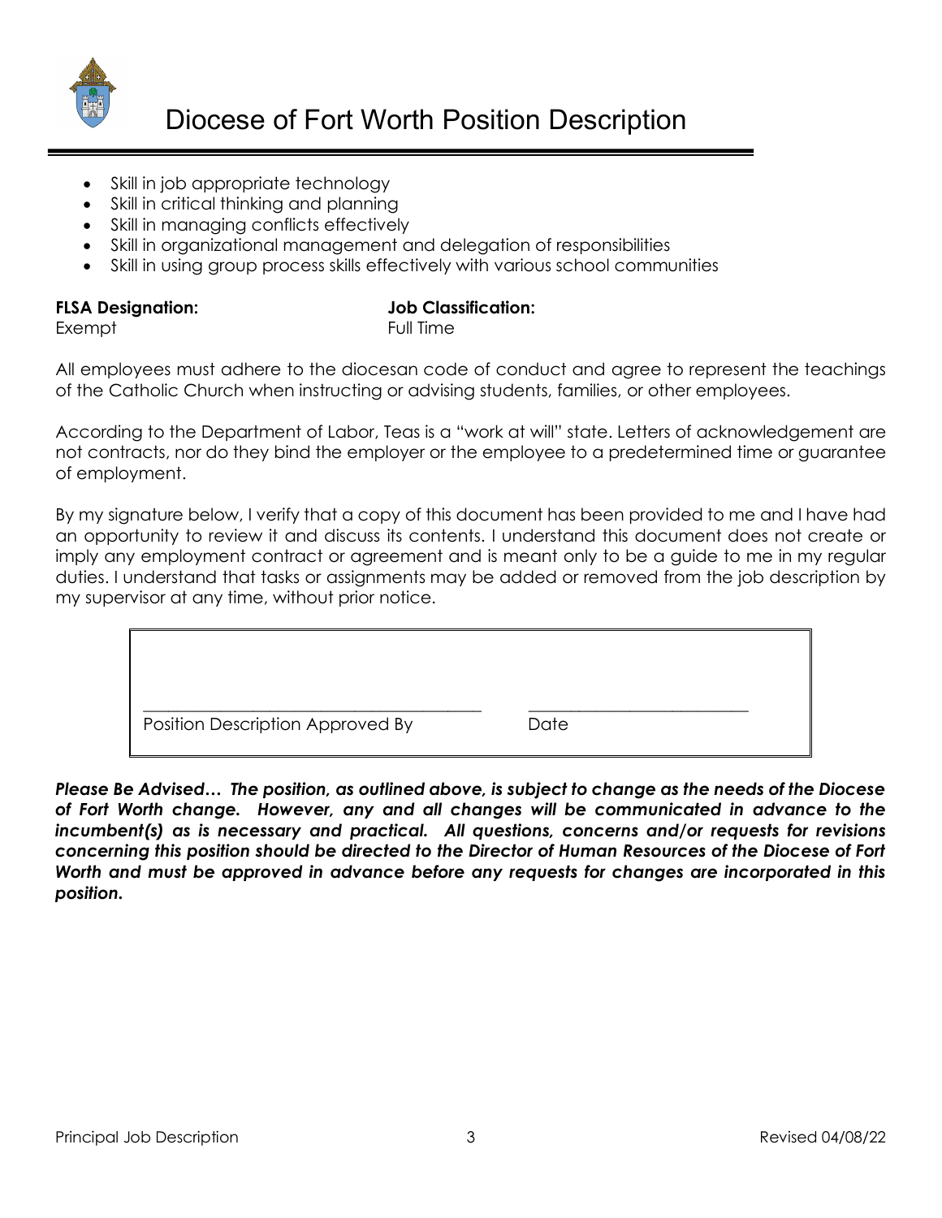# Diocese of Fort Worth Position Description

- Skill in job appropriate technology
- Skill in critical thinking and planning
- Skill in managing conflicts effectively
- Skill in organizational management and delegation of responsibilities
- Skill in using group process skills effectively with various school communities

**FLSA Designation:** Exempt

**Job Classification:** Full Time

All employees must adhere to the diocesan code of conduct and agree to represent the teachings of the Catholic Church when instructing or advising students, families, or other employees.

According to the Department of Labor, Teas is a "work at will" state. Letters of acknowledgement are not contracts, nor do they bind the employer or the employee to a predetermined time or guarantee of employment.

By my signature below, I verify that a copy of this document has been provided to me and I have had an opportunity to review it and discuss its contents. I understand this document does not create or imply any employment contract or agreement and is meant only to be a guide to me in my regular duties. I understand that tasks or assignments may be added or removed from the job description by my supervisor at any time, without prior notice.

\_\_\_\_\_\_\_\_\_\_\_\_\_\_\_\_\_\_\_\_\_\_\_\_\_\_\_\_\_\_\_\_\_\_\_\_\_\_ \_\_\_\_\_\_\_\_\_\_\_\_\_\_\_\_\_\_\_\_\_\_\_\_\_\_

Position Description Approved By Date

***Please Be Advised… The position, as outlined above, is subject to change as the needs of the Diocese of Fort Worth change. However, any and all changes will be communicated in advance to the incumbent(s) as is necessary and practical. All questions, concerns and/or requests for revisions concerning this position should be directed to the Director of Human Resources of the Diocese of Fort Worth and must be approved in advance before any requests for changes are incorporated in this position.***